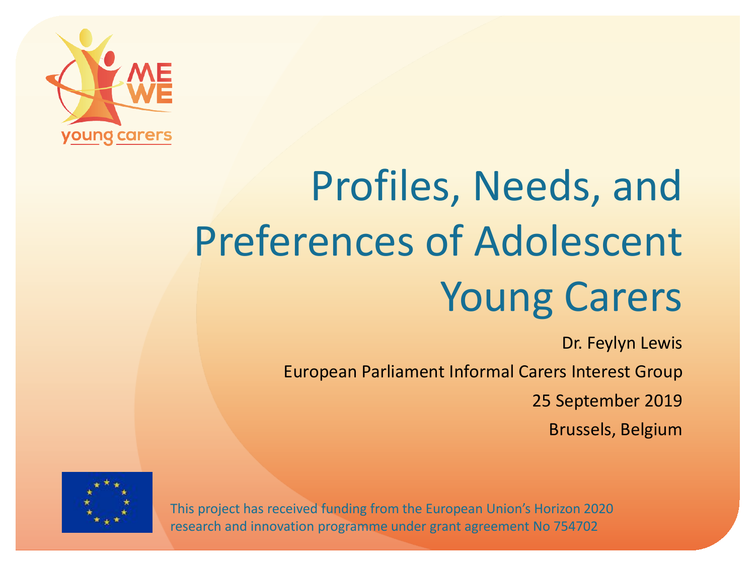young carers

# Profiles, Needs, and Preferences of Adolescent Young Carers

Dr. Feylyn Lewis

European Parliament Informal Carers Interest Group

25 September 2019

Brussels, Belgium

This project has received funding from the European Union's Horizon 2020 research and innovation programme under grant agreement No 754702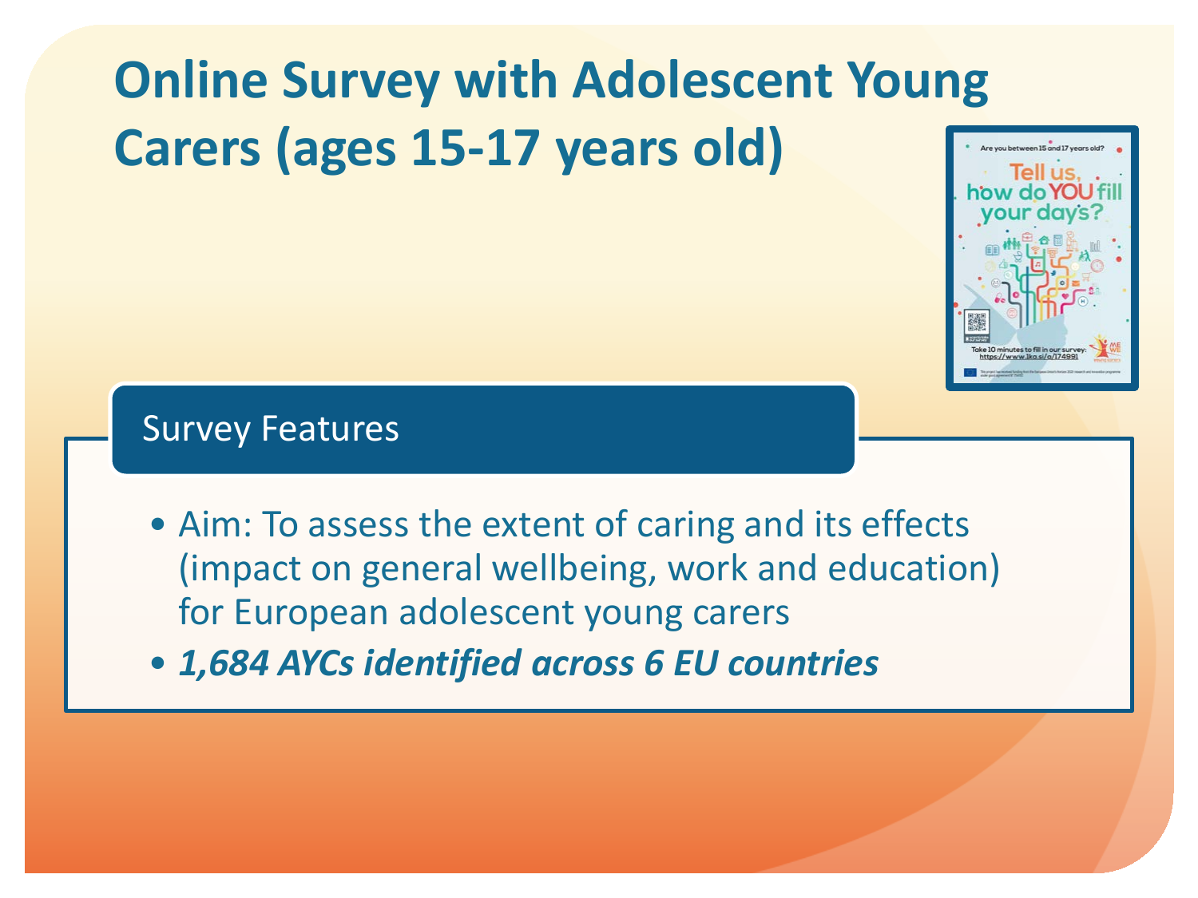# Online Survey with Adolescent Young Carers (ages 15-17 years old)

## Survey Features

- Aim: To assess the extent of caring and its effects (impact on general wellbeing, work and education) for European adolescent young carers
- ***1,684 AYCs identified across 6 EU countries***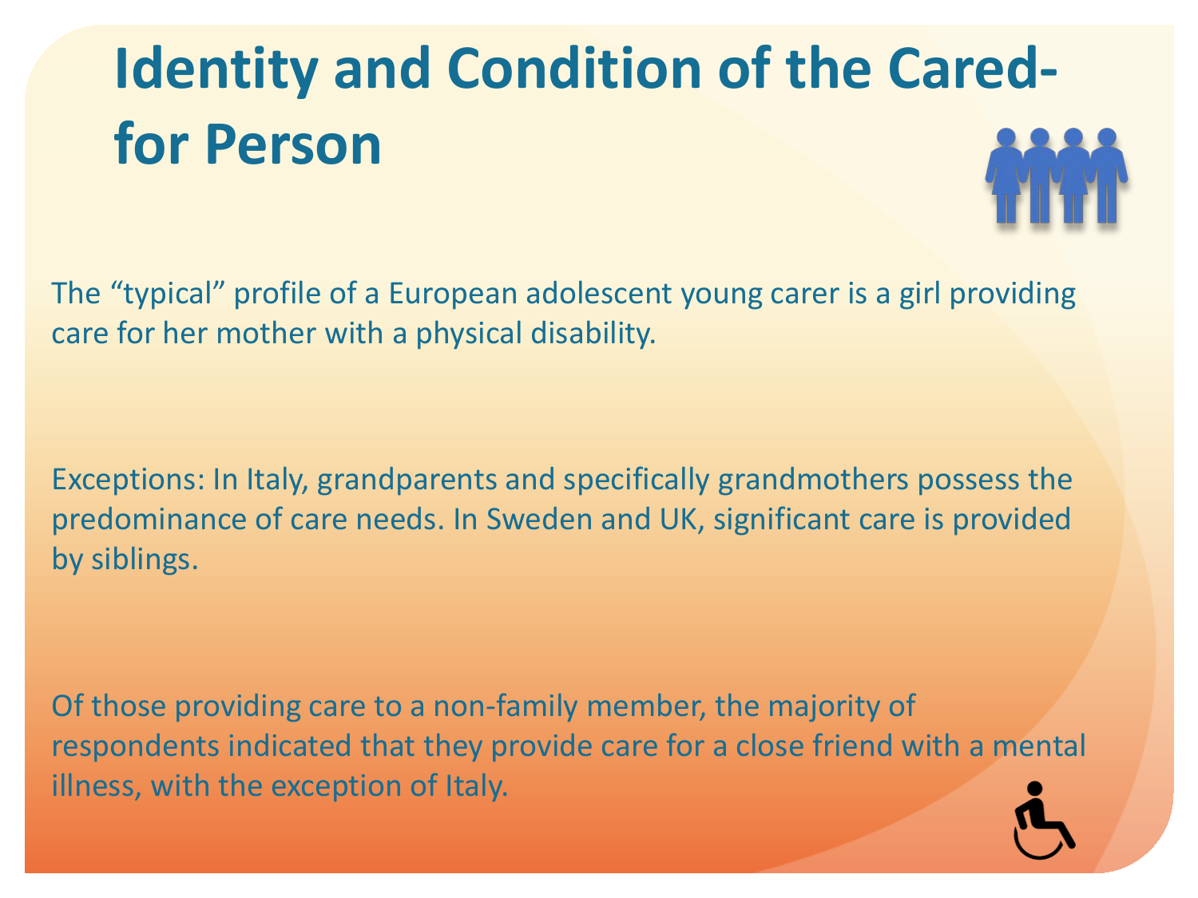# Identity and Condition of the Cared-for Person

The "typical" profile of a European adolescent young carer is a girl providing care for her mother with a physical disability.

Exceptions: In Italy, grandparents and specifically grandmothers possess the predominance of care needs. In Sweden and UK, significant care is provided by siblings.

Of those providing care to a non-family member, the majority of respondents indicated that they provide care for a close friend with a mental illness, with the exception of Italy.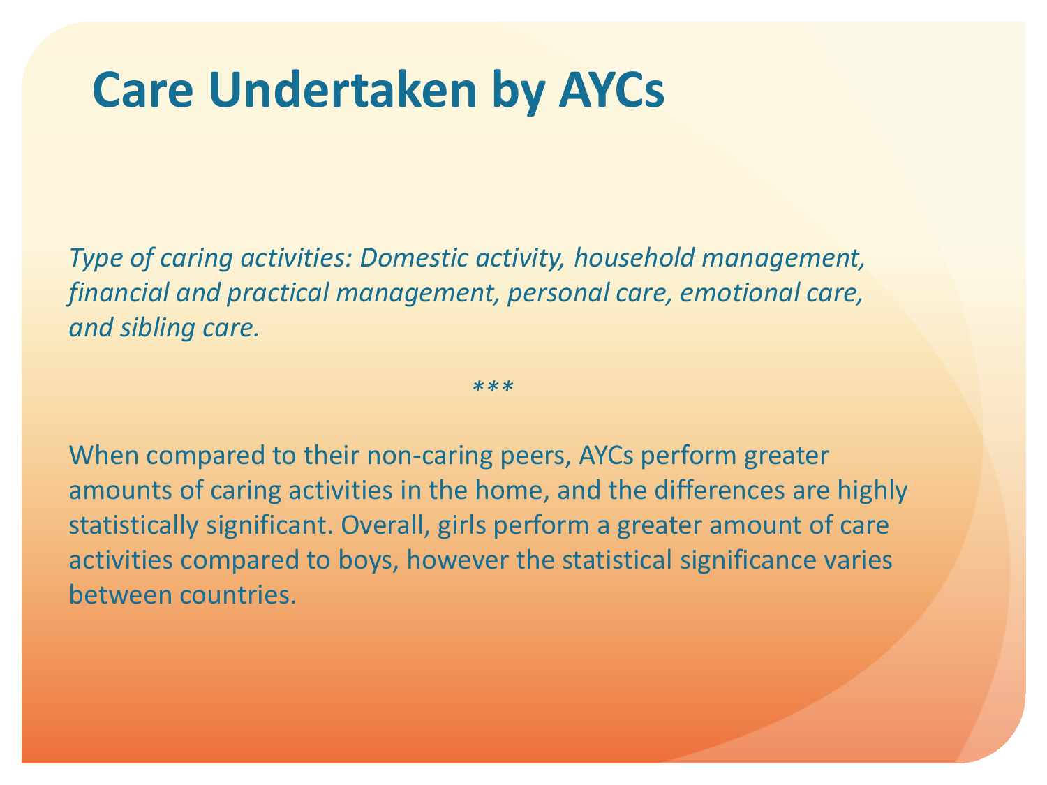# Care Undertaken by AYCs

*Type of caring activities: Domestic activity, household management, financial and practical management, personal care, emotional care, and sibling care.*

****

When compared to their non-caring peers, AYCs perform greater amounts of caring activities in the home, and the differences are highly statistically significant. Overall, girls perform a greater amount of care activities compared to boys, however the statistical significance varies between countries.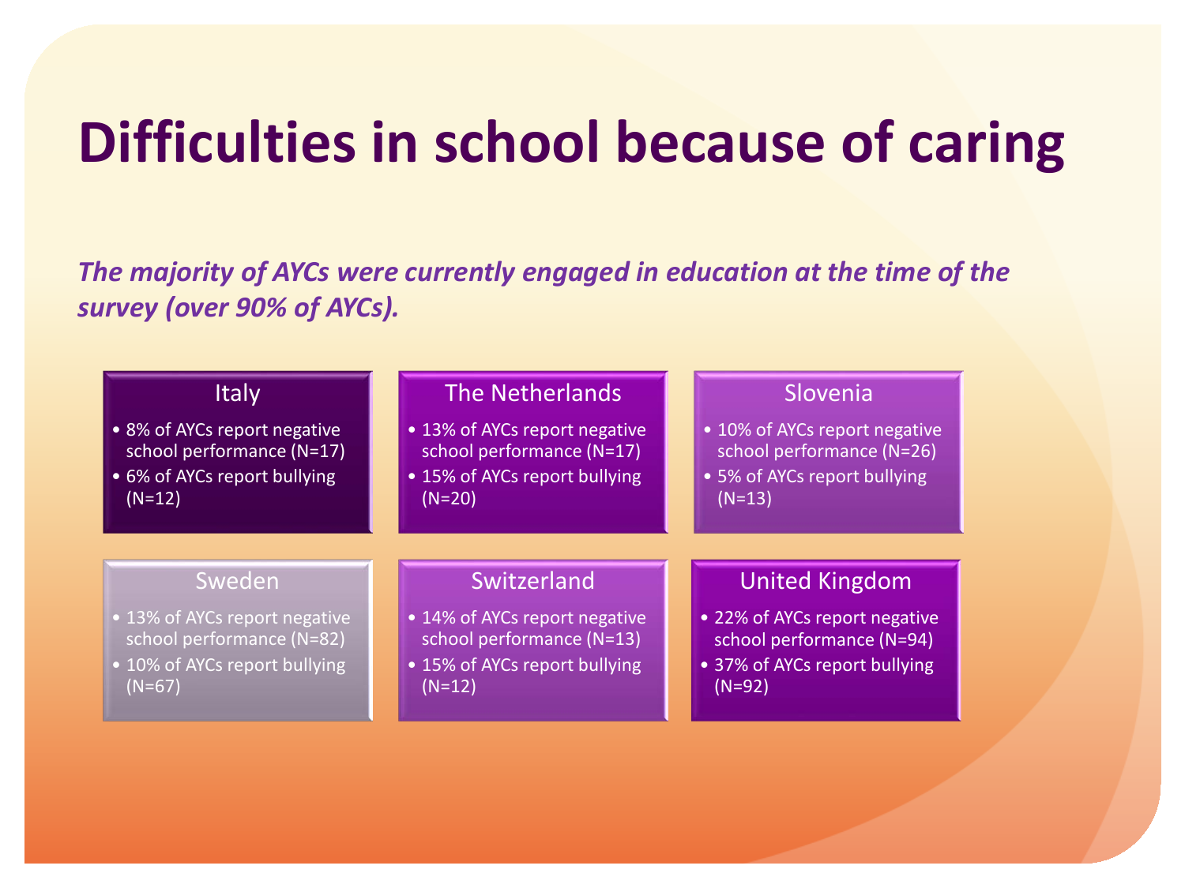# Difficulties in school because of caring

***The majority of AYCs were currently engaged in education at the time of the survey (over 90% of AYCs).***

### Italy

- 8% of AYCs report negative school performance (N=17)
- 6% of AYCs report bullying (N=12)

### The Netherlands

- 13% of AYCs report negative school performance (N=17)
- 15% of AYCs report bullying (N=20)

### Slovenia

- 10% of AYCs report negative school performance (N=26)
- 5% of AYCs report bullying (N=13)

### Sweden

- 13% of AYCs report negative school performance (N=82)
- 10% of AYCs report bullying (N=67)

### Switzerland

- 14% of AYCs report negative school performance (N=13)
- 15% of AYCs report bullying (N=12)

### United Kingdom

- 22% of AYCs report negative school performance (N=94)
- 37% of AYCs report bullying (N=92)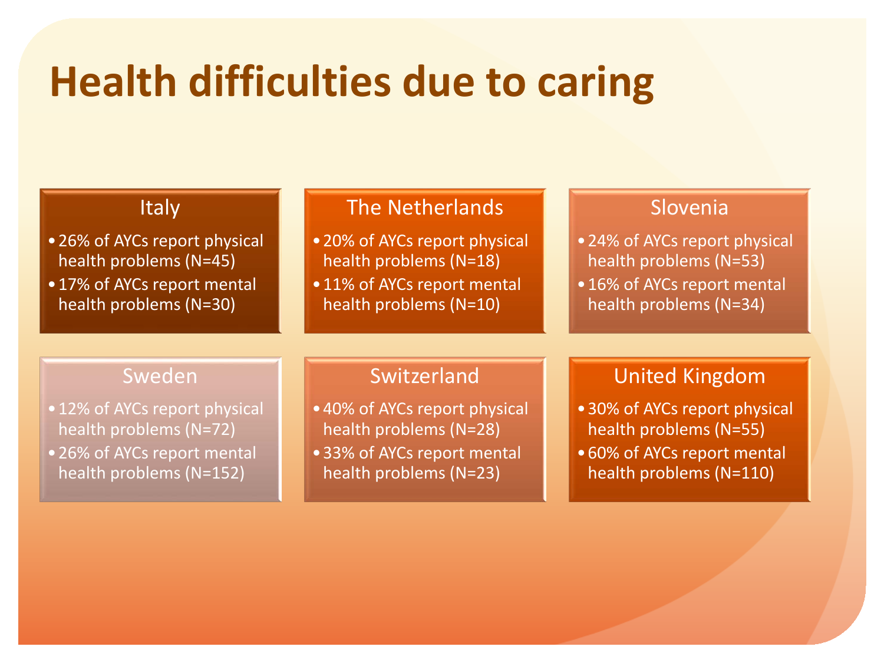# Health difficulties due to caring

## Italy

- 26% of AYCs report physical health problems (N=45)
- 17% of AYCs report mental health problems (N=30)

## The Netherlands

- 20% of AYCs report physical health problems (N=18)
- 11% of AYCs report mental health problems (N=10)

## Slovenia

- 24% of AYCs report physical health problems (N=53)
- 16% of AYCs report mental health problems (N=34)

## Sweden

- 12% of AYCs report physical health problems (N=72)
- 26% of AYCs report mental health problems (N=152)

## Switzerland

- 40% of AYCs report physical health problems (N=28)
- 33% of AYCs report mental health problems (N=23)

## United Kingdom

- 30% of AYCs report physical health problems (N=55)
- 60% of AYCs report mental health problems (N=110)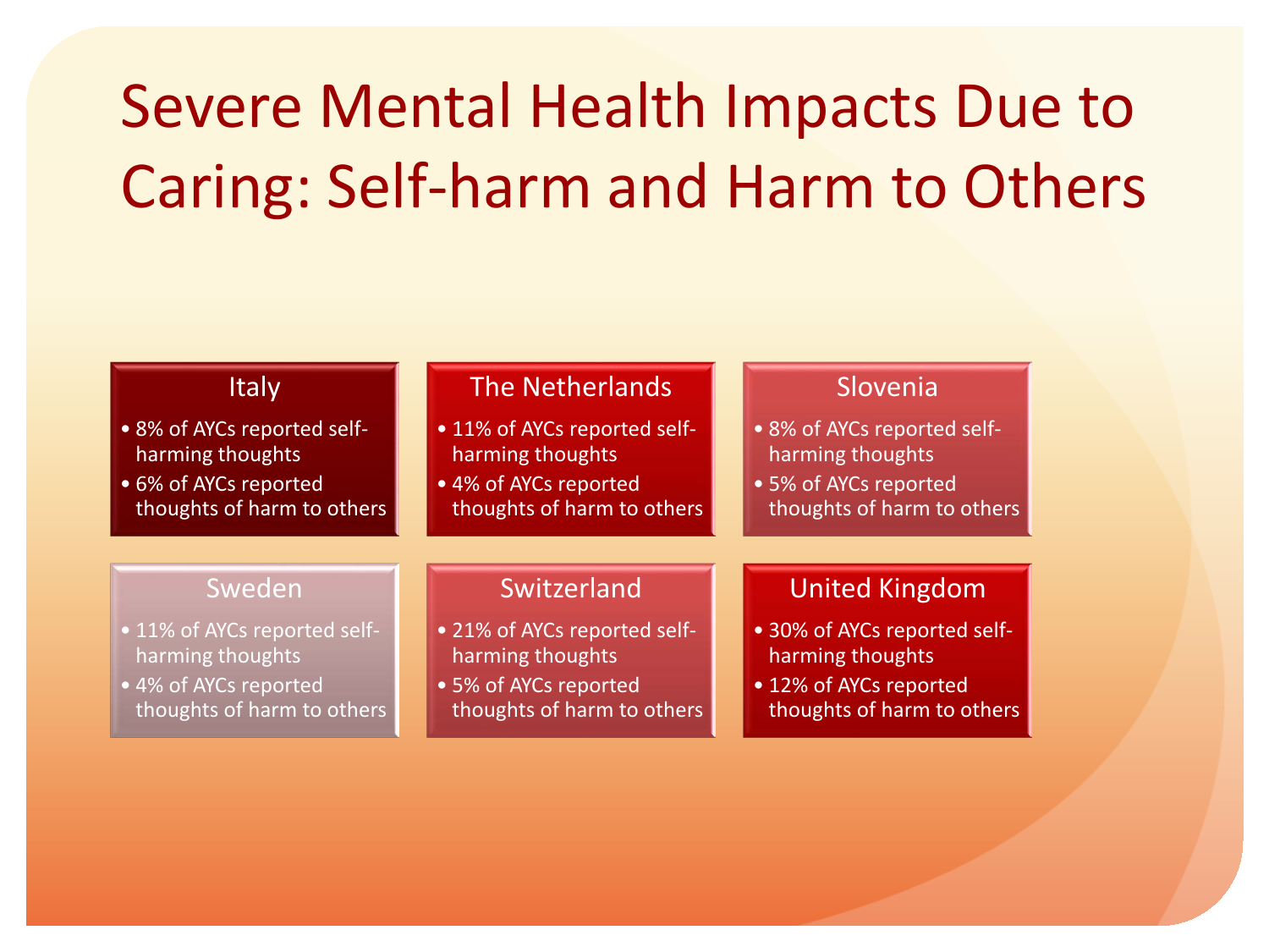# Severe Mental Health Impacts Due to Caring: Self-harm and Harm to Others

### Italy

- 8% of AYCs reported self-harming thoughts
- 6% of AYCs reported thoughts of harm to others

### The Netherlands

- 11% of AYCs reported self-harming thoughts
- 4% of AYCs reported thoughts of harm to others

### Slovenia

- 8% of AYCs reported self-harming thoughts
- 5% of AYCs reported thoughts of harm to others

### Sweden

- 11% of AYCs reported self-harming thoughts
- 4% of AYCs reported thoughts of harm to others

### Switzerland

- 21% of AYCs reported self-harming thoughts
- 5% of AYCs reported thoughts of harm to others

### United Kingdom

- 30% of AYCs reported self-harming thoughts
- 12% of AYCs reported thoughts of harm to others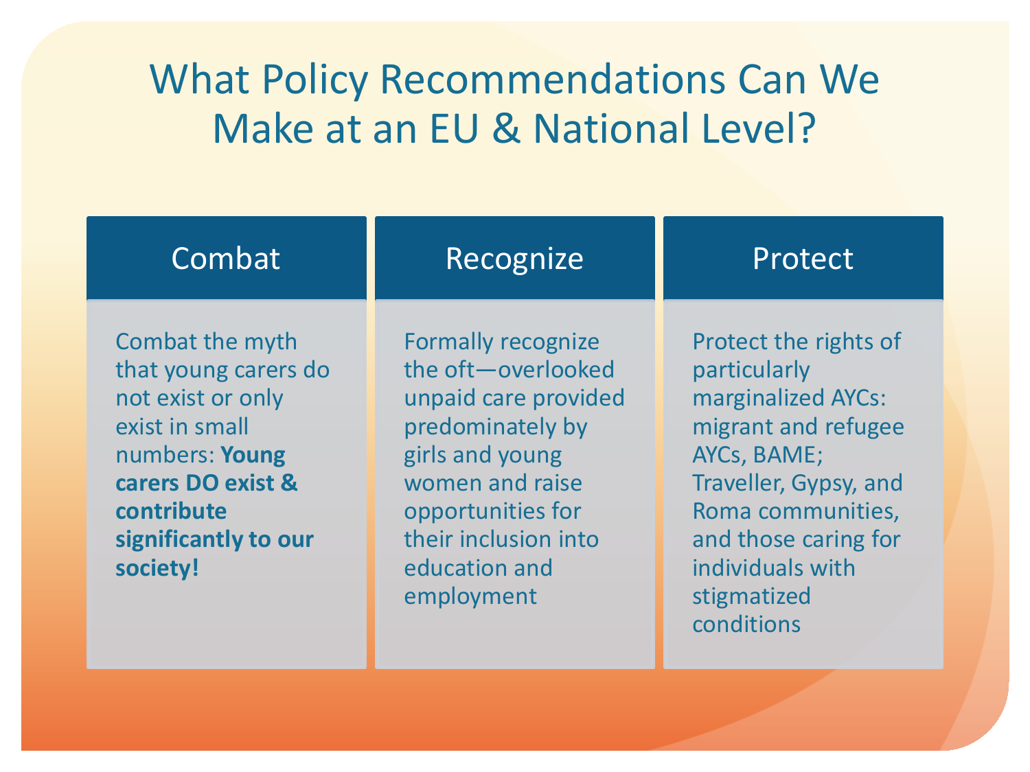# What Policy Recommendations Can We Make at an EU & National Level?

## Combat

Combat the myth that young carers do not exist or only exist in small numbers: **Young carers DO exist & contribute significantly to our society!**

## Recognize

Formally recognize the oft—overlooked unpaid care provided predominately by girls and young women and raise opportunities for their inclusion into education and employment

## Protect

Protect the rights of particularly marginalized AYCs: migrant and refugee AYCs, BAME; Traveller, Gypsy, and Roma communities, and those caring for individuals with stigmatized conditions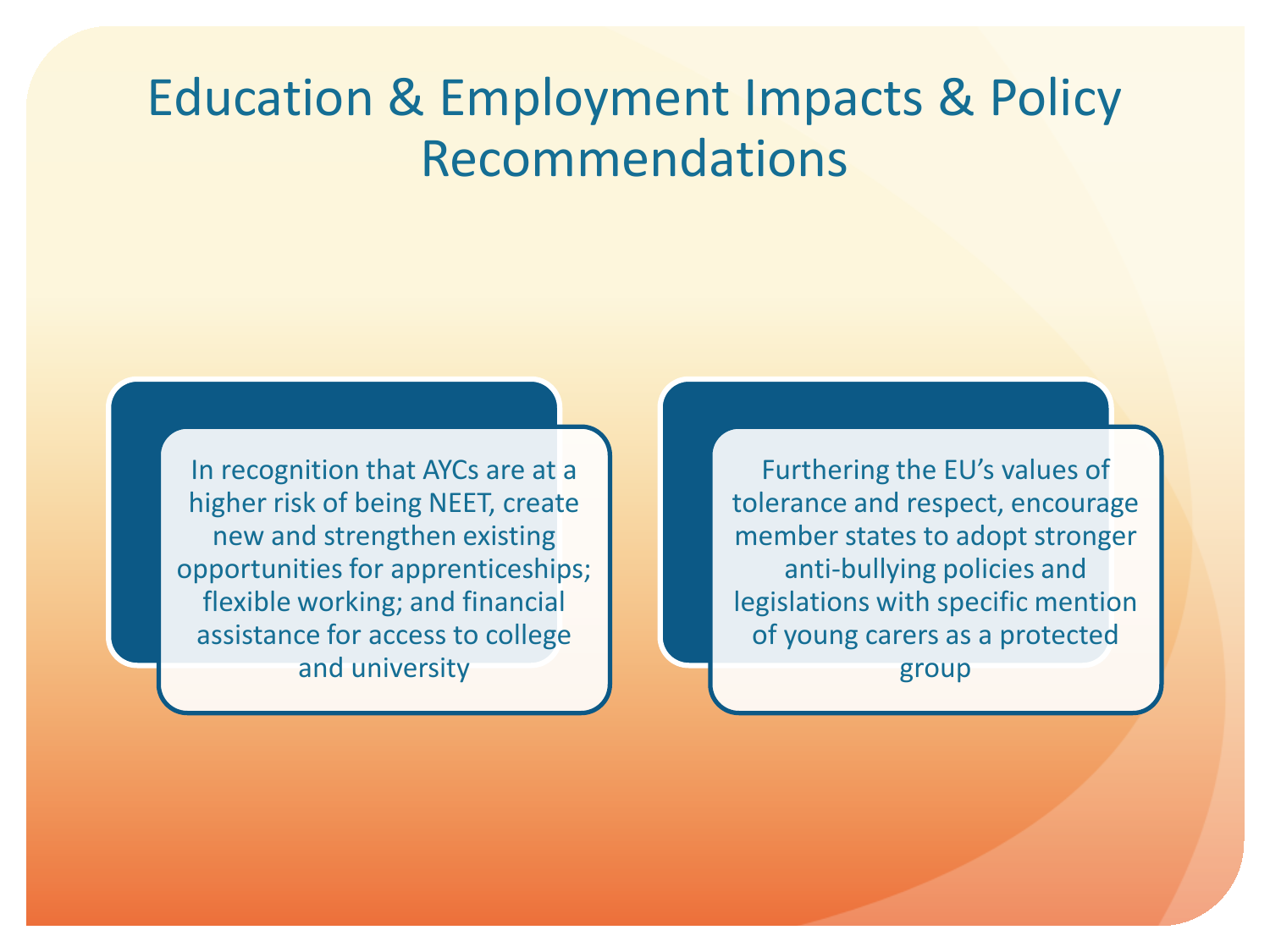# Education & Employment Impacts & Policy Recommendations

In recognition that AYCs are at a higher risk of being NEET, create new and strengthen existing opportunities for apprenticeships; flexible working; and financial assistance for access to college and university

Furthering the EU's values of tolerance and respect, encourage member states to adopt stronger anti-bullying policies and legislations with specific mention of young carers as a protected group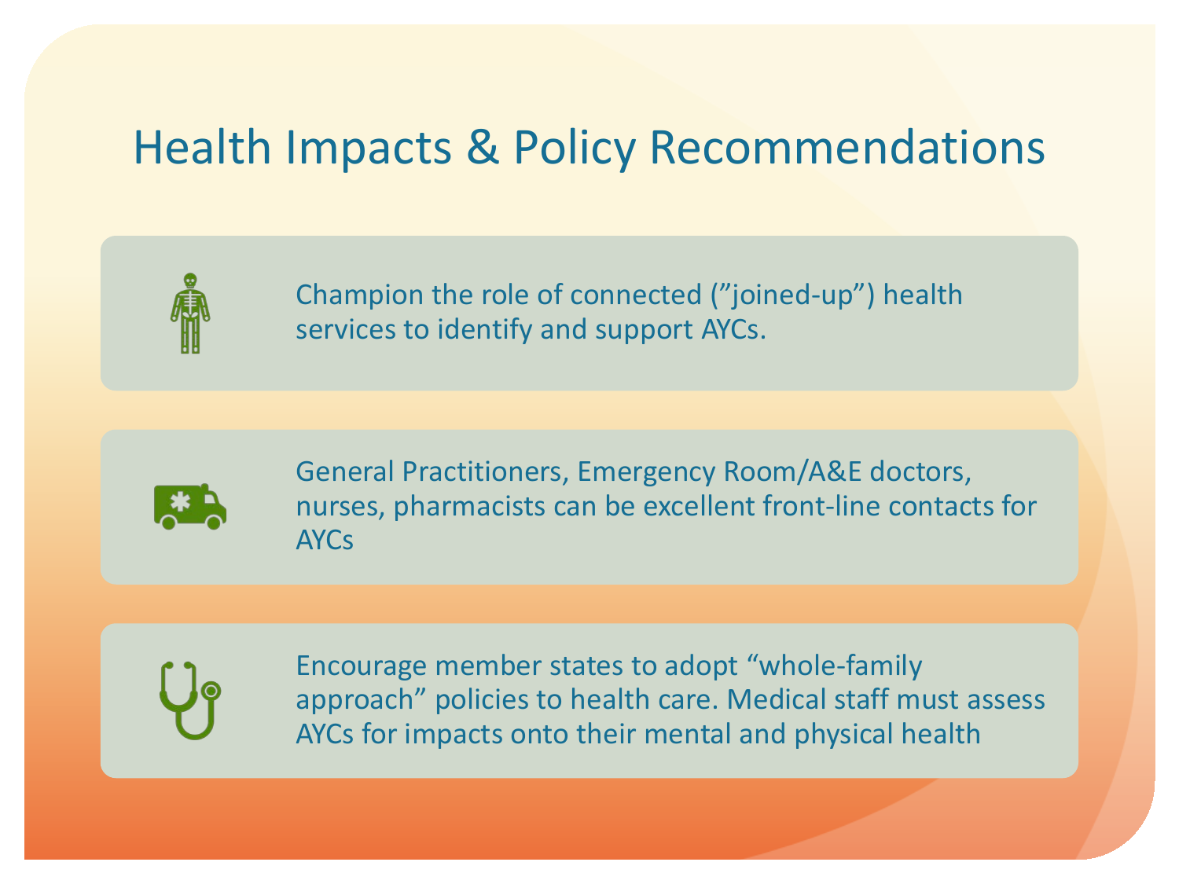# Health Impacts & Policy Recommendations

- Champion the role of connected (”joined-up”) health services to identify and support AYCs.

- General Practitioners, Emergency Room/A&E doctors, nurses, pharmacists can be excellent front-line contacts for AYCs

- Encourage member states to adopt “whole-family approach” policies to health care. Medical staff must assess AYCs for impacts onto their mental and physical health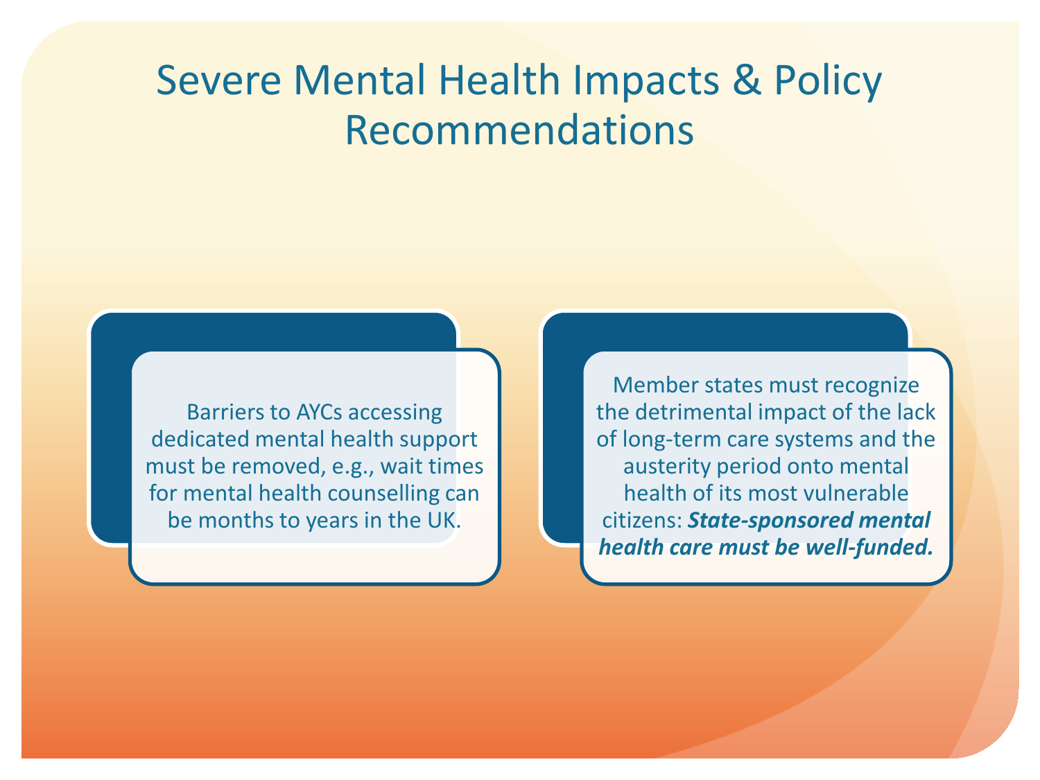# Severe Mental Health Impacts & Policy Recommendations

Barriers to AYCs accessing dedicated mental health support must be removed, e.g., wait times for mental health counselling can be months to years in the UK.

Member states must recognize the detrimental impact of the lack of long-term care systems and the austerity period onto mental health of its most vulnerable citizens: ***State-sponsored mental health care must be well-funded.***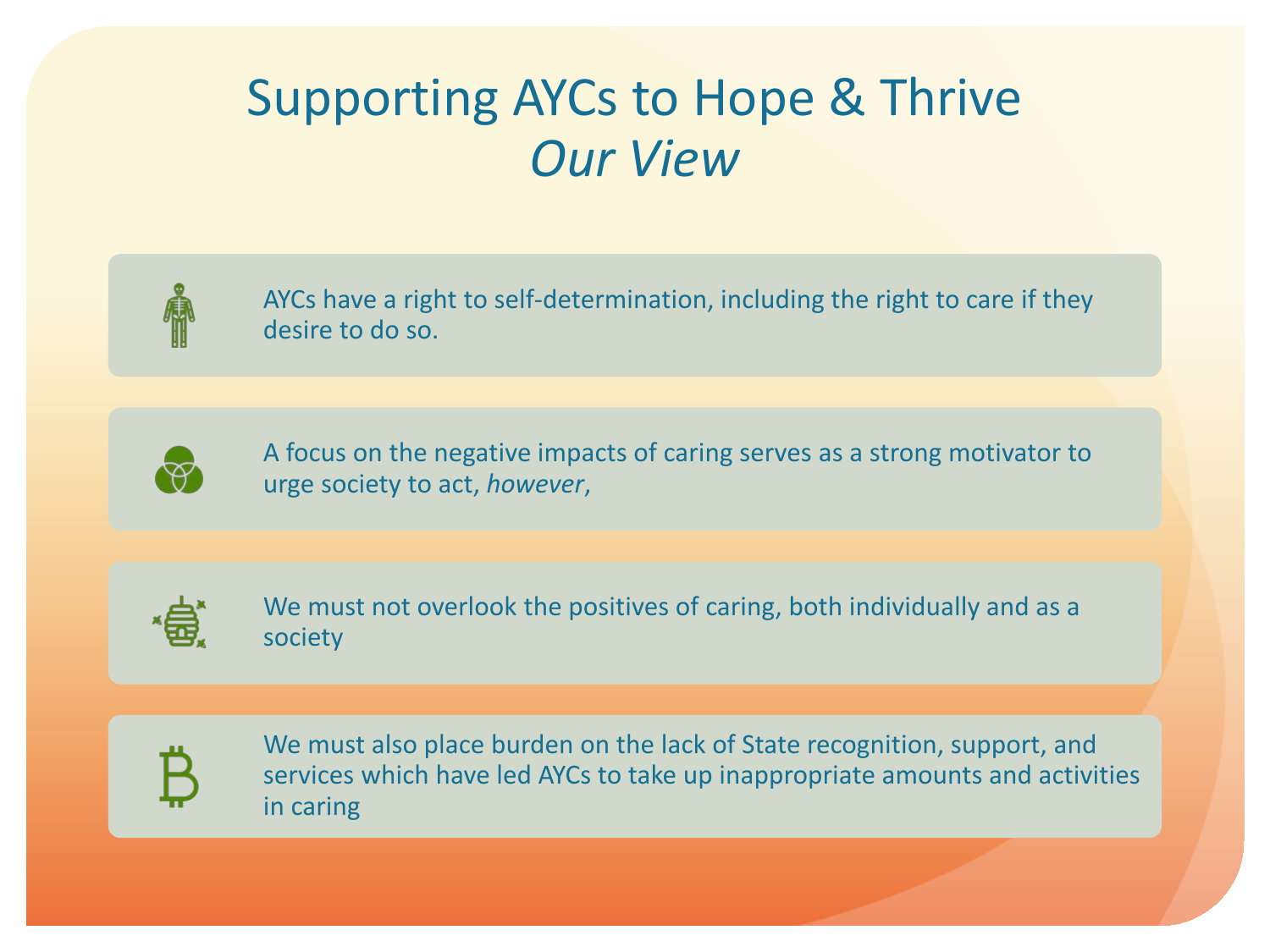# Supporting AYCs to Hope & Thrive

## *Our View*

- AYCs have a right to self-determination, including the right to care if they desire to do so.
- A focus on the negative impacts of caring serves as a strong motivator to urge society to act, *however*,
- We must not overlook the positives of caring, both individually and as a society
- We must also place burden on the lack of State recognition, support, and services which have led AYCs to take up inappropriate amounts and activities in caring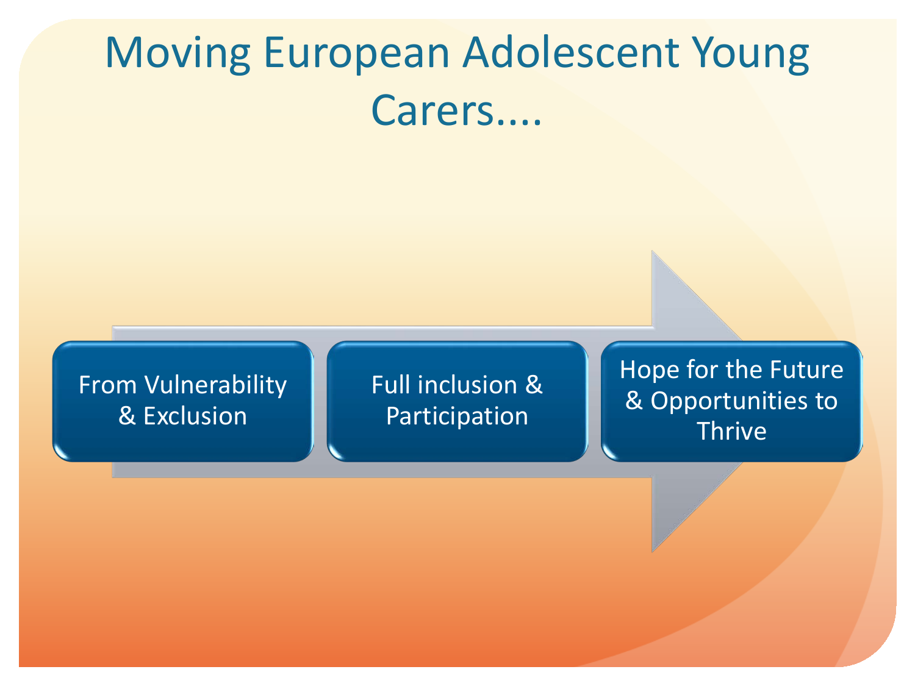# Moving European Adolescent Young Carers....

- From Vulnerability & Exclusion
- Full inclusion & Participation
- Hope for the Future & Opportunities to Thrive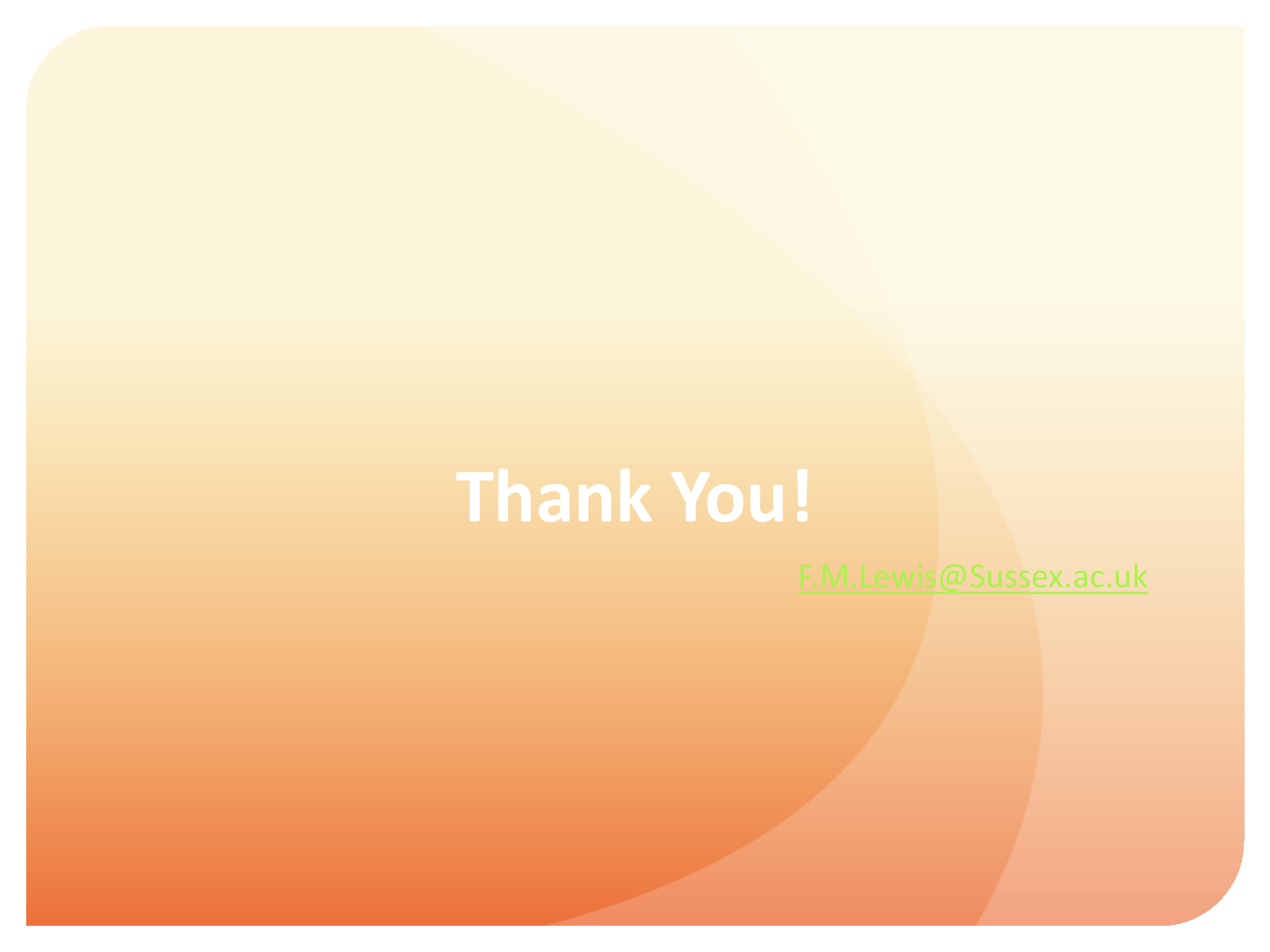# Thank You!

F.M.Lewis@Sussex.ac.uk